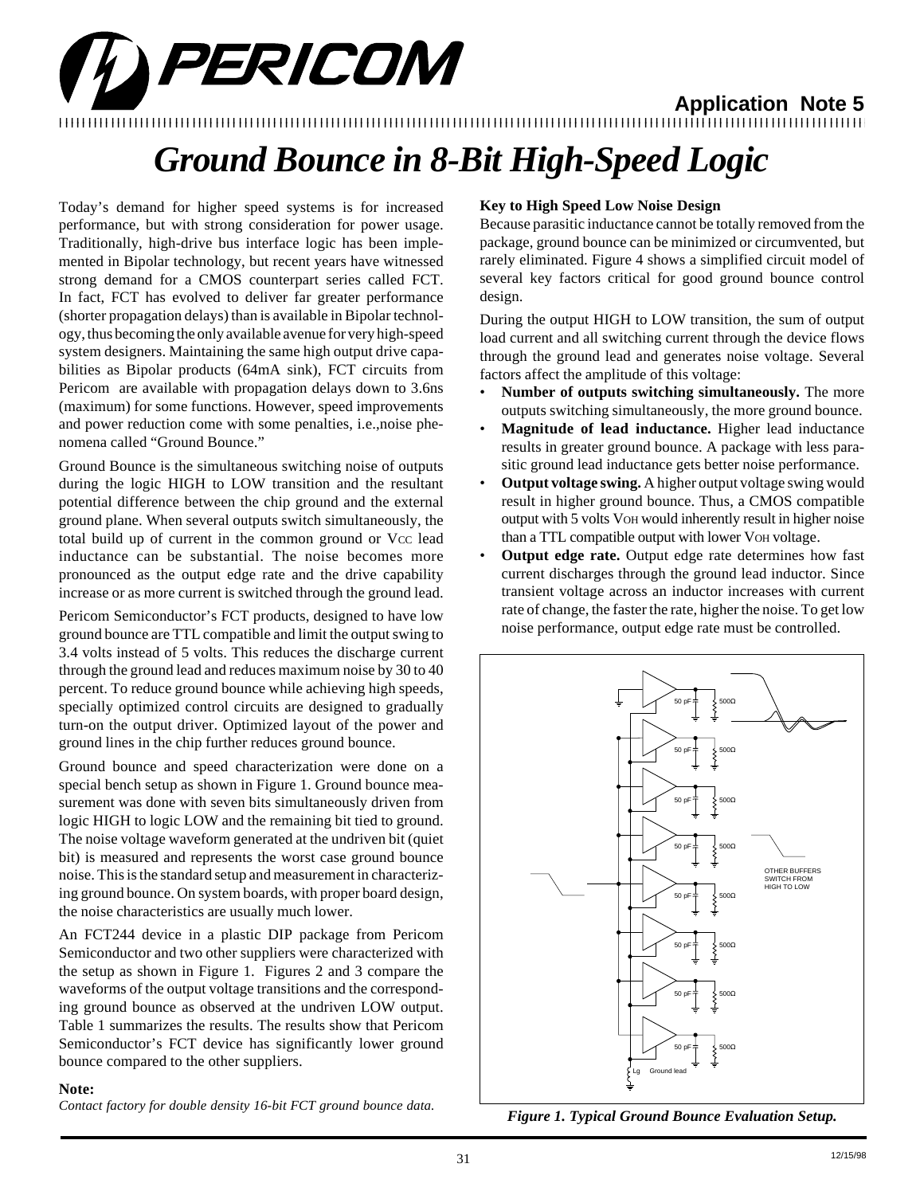# Ground Bounce in 8-Bit High-Speed Logic

**Application Note 5**

Today's demand for higher speed systems is for increased performance, but with strong consideration for power usage. Traditionally, high-drive bus interface logic has been implemented in Bipolar technology, but recent years have witnessed strong demand for a CMOS counterpart series called FCT. In fact, FCT has evolved to deliver far greater performance (shorter propagation delays) than is available in Bipolar technology, thus becoming the only available avenue for very high-speed system designers. Maintaining the same high output drive capabilities as Bipolar products (64mA sink), FCT circuits from Pericom are available with propagation delays down to 3.6ns (maximum) for some functions. However, speed improvements and power reduction come with some penalties, i.e.,noise phenomena called "Ground Bounce."

Ground Bounce is the simultaneous switching noise of outputs during the logic HIGH to LOW transition and the resultant potential difference between the chip ground and the external ground plane. When several outputs switch simultaneously, the total build up of current in the common ground or $V_{CC}$ lead inductance can be substantial. The noise becomes more pronounced as the output edge rate and the drive capability increase or as more current is switched through the ground lead.

Pericom Semiconductor's FCT products, designed to have low ground bounce are TTL compatible and limit the output swing to 3.4 volts instead of 5 volts. This reduces the discharge current through the ground lead and reduces maximum noise by 30 to 40 percent. To reduce ground bounce while achieving high speeds, specially optimized control circuits are designed to gradually turn-on the output driver. Optimized layout of the power and ground lines in the chip further reduces ground bounce.

Ground bounce and speed characterization were done on a special bench setup as shown in Figure 1. Ground bounce measurement was done with seven bits simultaneously driven from logic HIGH to logic LOW and the remaining bit tied to ground. The noise voltage waveform generated at the undriven bit (quiet bit) is measured and represents the worst case ground bounce noise. This is the standard setup and measurement in characterizing ground bounce. On system boards, with proper board design, the noise characteristics are usually much lower.

An FCT244 device in a plastic DIP package from Pericom Semiconductor and two other suppliers were characterized with the setup as shown in Figure 1. Figures 2 and 3 compare the waveforms of the output voltage transitions and the corresponding ground bounce as observed at the undriven LOW output. Table 1 summarizes the results. The results show that Pericom Semiconductor's FCT device has significantly lower ground bounce compared to the other suppliers.

**Note:**

*Contact factory for double density 16-bit FCT ground bounce data.*

**Key to High Speed Low Noise Design**

Because parasitic inductance cannot be totally removed from the package, ground bounce can be minimized or circumvented, but rarely eliminated. Figure 4 shows a simplified circuit model of several key factors critical for good ground bounce control design.

During the output HIGH to LOW transition, the sum of output load current and all switching current through the device flows through the ground lead and generates noise voltage. Several factors affect the amplitude of this voltage:

- **Number of outputs switching simultaneously.** The more outputs switching simultaneously, the more ground bounce.
- **Magnitude of lead inductance.** Higher lead inductance results in greater ground bounce. A package with less parasitic ground lead inductance gets better noise performance.
- **Output voltage swing.** A higher output voltage swing would result in higher ground bounce. Thus, a CMOS compatible output with 5 volts $V_{OH}$ would inherently result in higher noise than a TTL compatible output with lower $V_{OH}$ voltage.
- **Output edge rate.** Output edge rate determines how fast current discharges through the ground lead inductor. Since transient voltage across an inductor increases with current rate of change, the faster the rate, higher the noise. To get low noise performance, output edge rate must be controlled.

*Figure 1. Typical Ground Bounce Evaluation Setup.*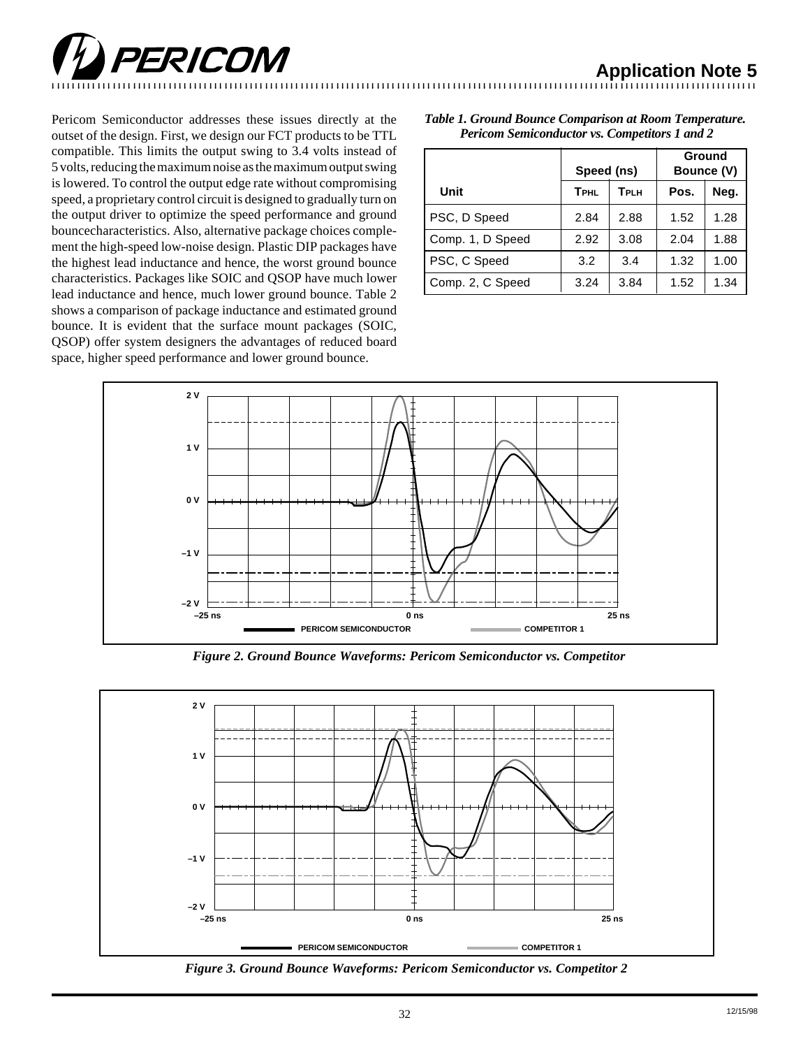Pericom Semiconductor addresses these issues directly at the outset of the design. First, we design our FCT products to be TTL compatible. This limits the output swing to 3.4 volts instead of 5 volts, reducing the maximum noise as the maximum output swing is lowered. To control the output edge rate without compromising speed, a proprietary control circuit is designed to gradually turn on the output driver to optimize the speed performance and ground bouncecharacteristics. Also, alternative package choices complement the high-speed low-noise design. Plastic DIP packages have the highest lead inductance and hence, the worst ground bounce characteristics. Packages like SOIC and QSOP have much lower lead inductance and hence, much lower ground bounce. Table 2 shows a comparison of package inductance and estimated ground bounce. It is evident that the surface mount packages (SOIC, QSOP) offer system designers the advantages of reduced board space, higher speed performance and lower ground bounce.

*Table 1. Ground Bounce Comparison at Room Temperature. Pericom Semiconductor vs. Competitors 1 and 2*

| | Speed (ns) | | Ground Bounce (V) | |
|---|---|---|---|---|
| Unit | $T_{PHL}$ | $T_{PLH}$ | Pos. | Neg. |
| PSC, D Speed | 2.84 | 2.88 | 1.52 | 1.28 |
| Comp. 1, D Speed | 2.92 | 3.08 | 2.04 | 1.88 |
| PSC, C Speed | 3.2 | 3.4 | 1.32 | 1.00 |
| Comp. 2, C Speed | 3.24 | 3.84 | 1.52 | 1.34 |

*Figure 2. Ground Bounce Waveforms: Pericom Semiconductor vs. Competitor*

*Figure 3. Ground Bounce Waveforms: Pericom Semiconductor vs. Competitor 2*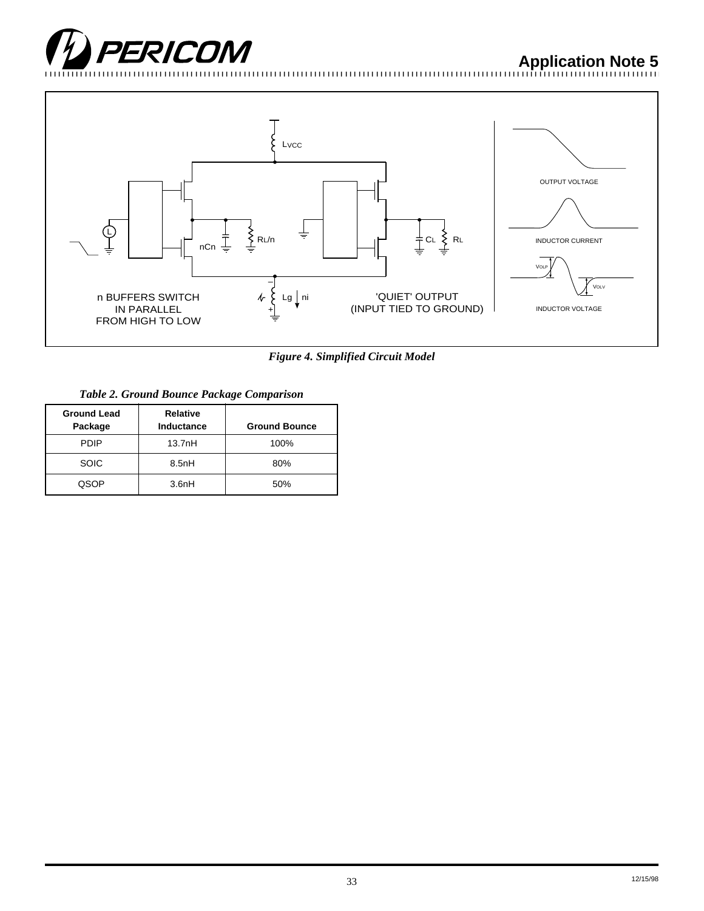LVCC

L

RL/n

nCn

CL

RL

Lg

ni

n BUFFERS SWITCH
IN PARALLEL
FROM HIGH TO LOW

'QUIET' OUTPUT
(INPUT TIED TO GROUND)

OUTPUT VOLTAGE

INDUCTOR CURRENT

VOLP

VOLV

INDUCTOR VOLTAGE

*Figure 4. Simplified Circuit Model*

*Table 2. Ground Bounce Package Comparison*

| Ground Lead Package | Relative Inductance | Ground Bounce |
|---|---|---|
| PDIP | 13.7nH | 100% |
| SOIC | 8.5nH | 80% |
| QSOP | 3.6nH | 50% |